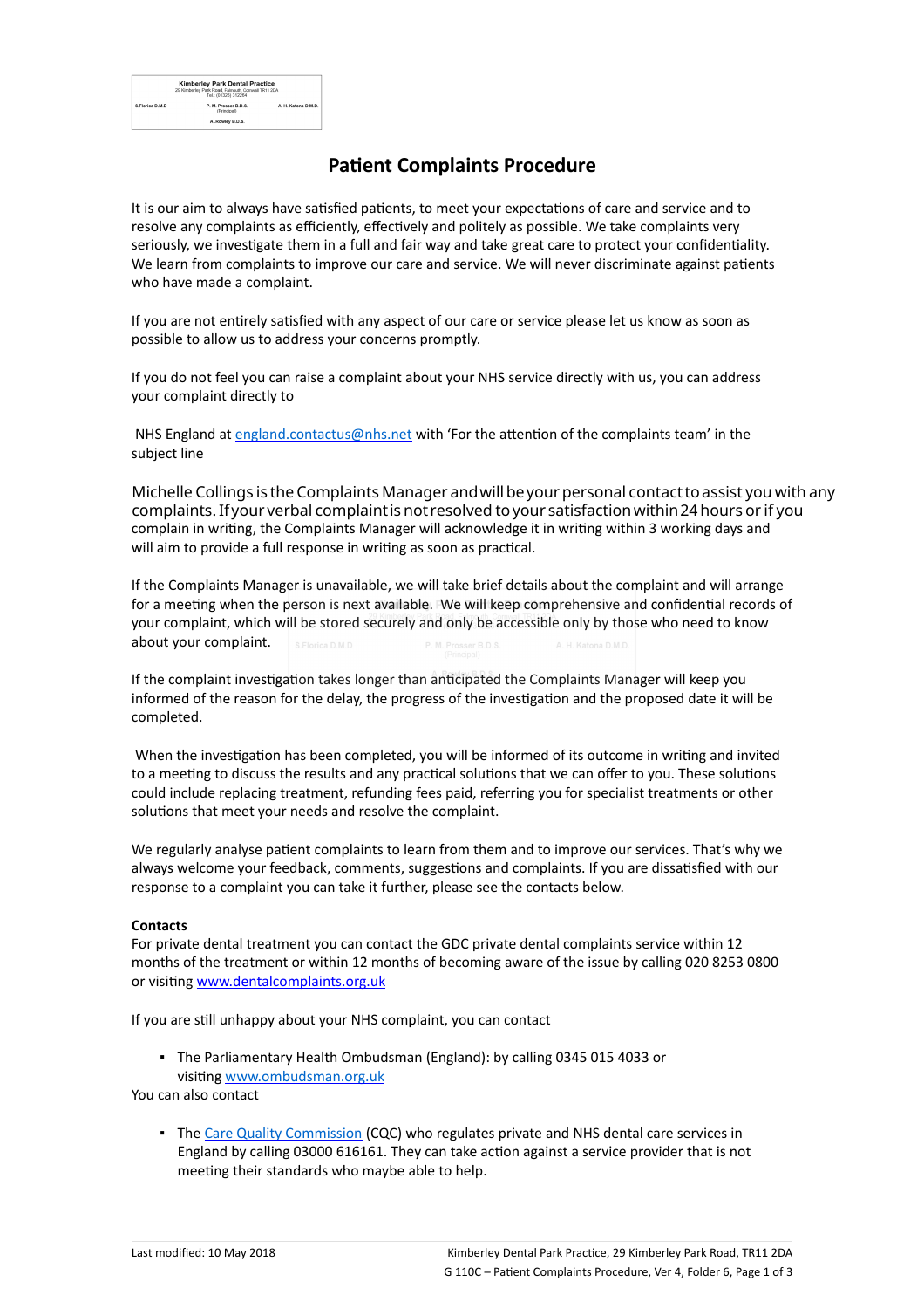Kimberley Park Dental Practice
29 Kimberley Park Road, Falmouth, Cornwall TR11 2DA
Tel.: (01326) 312284

S.Florica D.M.D | P. M. Prosser B.D.S. (Principal) | A. H. Katona D.M.D.
A .Rowley B.D.S.

# Patient Complaints Procedure

It is our aim to always have satisfied patients, to meet your expectations of care and service and to resolve any complaints as efficiently, effectively and politely as possible. We take complaints very seriously, we investigate them in a full and fair way and take great care to protect your confidentiality. We learn from complaints to improve our care and service. We will never discriminate against patients who have made a complaint.

If you are not entirely satisfied with any aspect of our care or service please let us know as soon as possible to allow us to address your concerns promptly.

If you do not feel you can raise a complaint about your NHS service directly with us, you can address your complaint directly to

NHS England at england.contactus@nhs.net with 'For the attention of the complaints team' in the subject line

Michelle Collings is the Complaints Manager and will be your personal contact to assist you with any complaints. If your verbal complaint is not resolved to your satisfaction within 24 hours or if you complain in writing, the Complaints Manager will acknowledge it in writing within 3 working days and will aim to provide a full response in writing as soon as practical.

If the Complaints Manager is unavailable, we will take brief details about the complaint and will arrange for a meeting when the person is next available. We will keep comprehensive and confidential records of your complaint, which will be stored securely and only be accessible only by those who need to know about your complaint.

If the complaint investigation takes longer than anticipated the Complaints Manager will keep you informed of the reason for the delay, the progress of the investigation and the proposed date it will be completed.

When the investigation has been completed, you will be informed of its outcome in writing and invited to a meeting to discuss the results and any practical solutions that we can offer to you. These solutions could include replacing treatment, refunding fees paid, referring you for specialist treatments or other solutions that meet your needs and resolve the complaint.

We regularly analyse patient complaints to learn from them and to improve our services. That's why we always welcome your feedback, comments, suggestions and complaints. If you are dissatisfied with our response to a complaint you can take it further, please see the contacts below.

**Contacts**

For private dental treatment you can contact the GDC private dental complaints service within 12 months of the treatment or within 12 months of becoming aware of the issue by calling 020 8253 0800 or visiting www.dentalcomplaints.org.uk

If you are still unhappy about your NHS complaint, you can contact

- The Parliamentary Health Ombudsman (England): by calling 0345 015 4033 or visiting www.ombudsman.org.uk

You can also contact

- The Care Quality Commission (CQC) who regulates private and NHS dental care services in England by calling 03000 616161. They can take action against a service provider that is not meeting their standards who maybe able to help.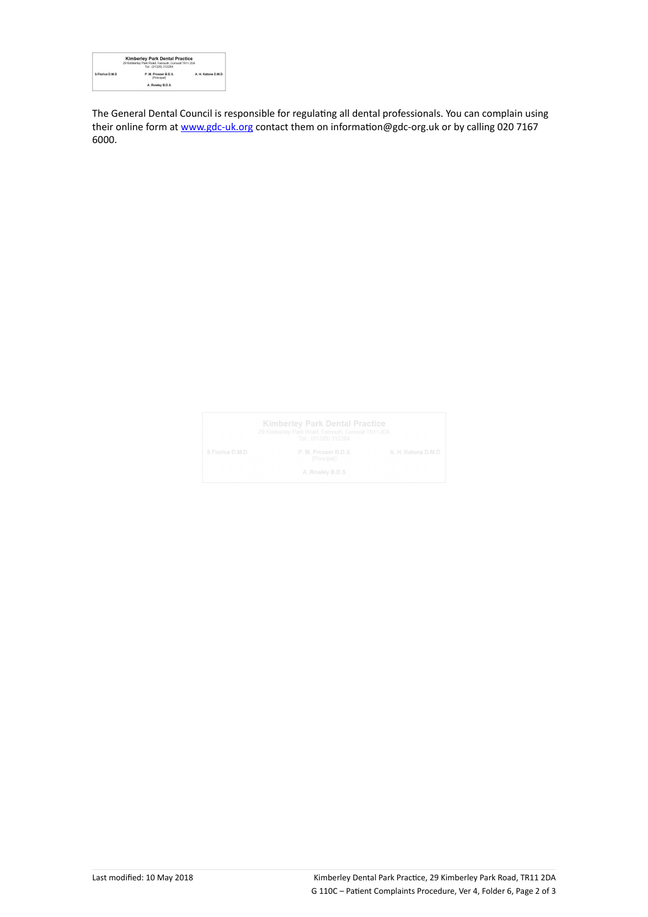Kimberley Park Dental Practice
29 Kimberley Park Road, Falmouth, Cornwall TR11 2DA
Tel.: (01326) 312284

S.Florica D.M.D | P. M. Prosser B.D.S. (Principal) | A. H. Katona D.M.D.

A .Rowley B.D.S.

The General Dental Council is responsible for regulating all dental professionals. You can complain using their online form at [www.gdc-uk.org](http://www.gdc-uk.org) contact them on information@gdc-org.uk or by calling 020 7167 6000.

Last modified: 10 May 2018

Kimberley Dental Park Practice, 29 Kimberley Park Road, TR11 2DA
G 110C – Patient Complaints Procedure, Ver 4, Folder 6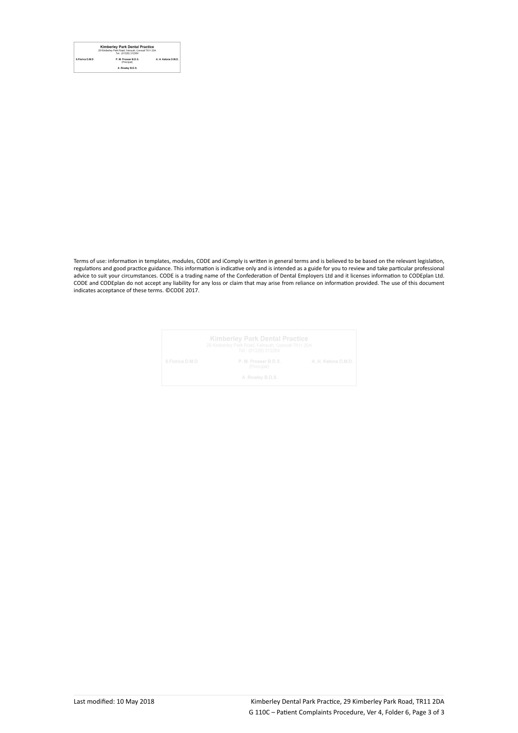Kimberley Park Dental Practice
29 Kimberley Park Road, Falmouth, Cornwall TR11 2DA
Tel.: (01326) 312284

| | | |
|---|---|---|
| S.Florica D.M.D | P. M. Prosser B.D.S. (Principal) | A. H. Katona D.M.D. |
| | A .Rowley B.D.S. | |

Terms of use: information in templates, modules, CODE and iComply is written in general terms and is believed to be based on the relevant legislation, regulations and good practice guidance. This information is indicative only and is intended as a guide for you to review and take particular professional advice to suit your circumstances. CODE is a trading name of the Confederation of Dental Employers Ltd and it licenses information to CODEplan Ltd. CODE and CODEplan do not accept any liability for any loss or claim that may arise from reliance on information provided. The use of this document indicates acceptance of these terms. ©CODE 2017.

Kimberley Park Dental Practice
29 Kimberley Park Road, Falmouth, Cornwall TR11 2DA
Tel.: (01326) 312284

| | | |
|---|---|---|
| S.Florica D.M.D | P. M. Prosser B.D.S. (Principal) | A. H. Katona D.M.D. |
| | A .Rowley B.D.S. | |